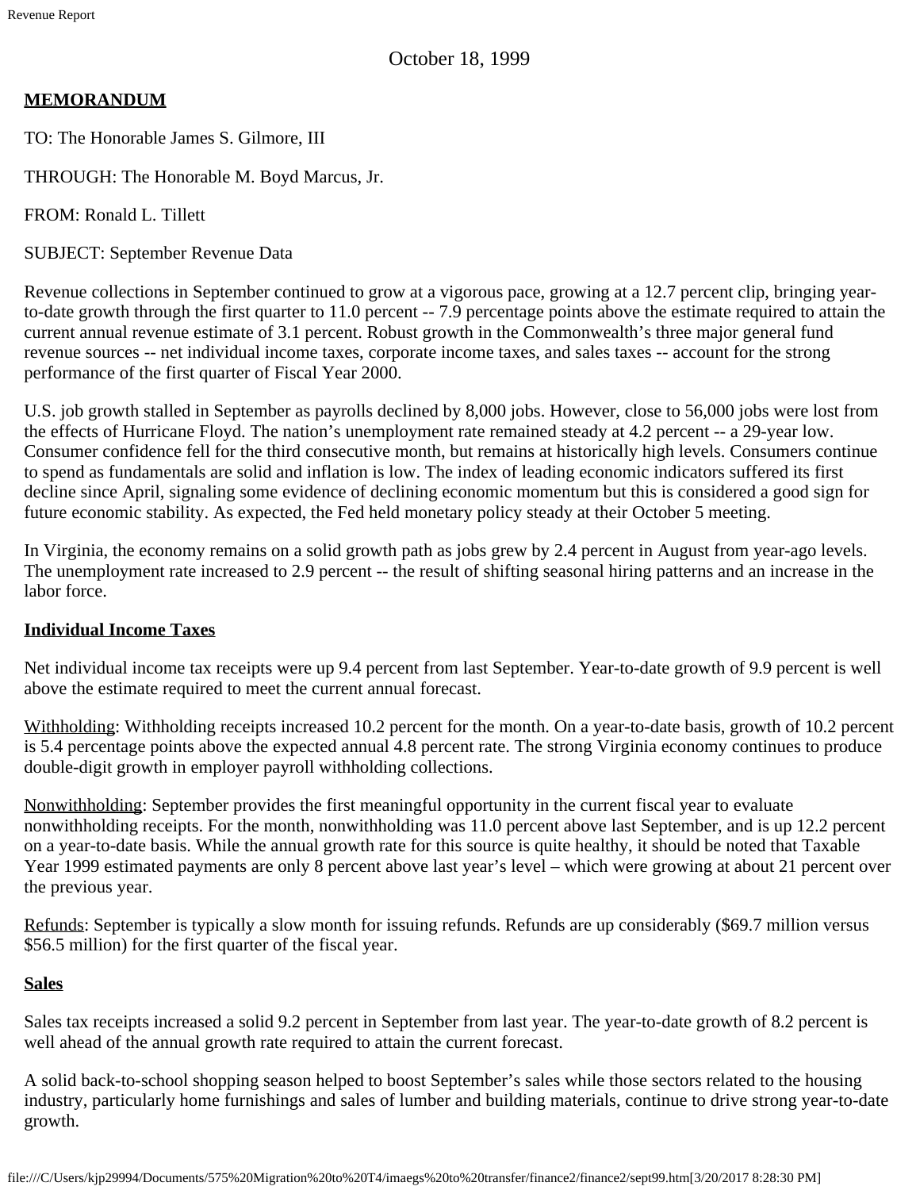October 18, 1999

**MEMORANDUM**

TO: The Honorable James S. Gilmore, III

THROUGH: The Honorable M. Boyd Marcus, Jr.

FROM: Ronald L. Tillett

SUBJECT: September Revenue Data

Revenue collections in September continued to grow at a vigorous pace, growing at a 12.7 percent clip, bringing year-to-date growth through the first quarter to 11.0 percent -- 7.9 percentage points above the estimate required to attain the current annual revenue estimate of 3.1 percent. Robust growth in the Commonwealth's three major general fund revenue sources -- net individual income taxes, corporate income taxes, and sales taxes -- account for the strong performance of the first quarter of Fiscal Year 2000.

U.S. job growth stalled in September as payrolls declined by 8,000 jobs. However, close to 56,000 jobs were lost from the effects of Hurricane Floyd. The nation's unemployment rate remained steady at 4.2 percent -- a 29-year low. Consumer confidence fell for the third consecutive month, but remains at historically high levels. Consumers continue to spend as fundamentals are solid and inflation is low. The index of leading economic indicators suffered its first decline since April, signaling some evidence of declining economic momentum but this is considered a good sign for future economic stability. As expected, the Fed held monetary policy steady at their October 5 meeting.

In Virginia, the economy remains on a solid growth path as jobs grew by 2.4 percent in August from year-ago levels. The unemployment rate increased to 2.9 percent -- the result of shifting seasonal hiring patterns and an increase in the labor force.

**Individual Income Taxes**

Net individual income tax receipts were up 9.4 percent from last September. Year-to-date growth of 9.9 percent is well above the estimate required to meet the current annual forecast.

Withholding: Withholding receipts increased 10.2 percent for the month. On a year-to-date basis, growth of 10.2 percent is 5.4 percentage points above the expected annual 4.8 percent rate. The strong Virginia economy continues to produce double-digit growth in employer payroll withholding collections.

Nonwithholding: September provides the first meaningful opportunity in the current fiscal year to evaluate nonwithholding receipts. For the month, nonwithholding was 11.0 percent above last September, and is up 12.2 percent on a year-to-date basis. While the annual growth rate for this source is quite healthy, it should be noted that Taxable Year 1999 estimated payments are only 8 percent above last year's level – which were growing at about 21 percent over the previous year.

Refunds: September is typically a slow month for issuing refunds. Refunds are up considerably ($69.7 million versus $56.5 million) for the first quarter of the fiscal year.

**Sales**

Sales tax receipts increased a solid 9.2 percent in September from last year. The year-to-date growth of 8.2 percent is well ahead of the annual growth rate required to attain the current forecast.

A solid back-to-school shopping season helped to boost September's sales while those sectors related to the housing industry, particularly home furnishings and sales of lumber and building materials, continue to drive strong year-to-date growth.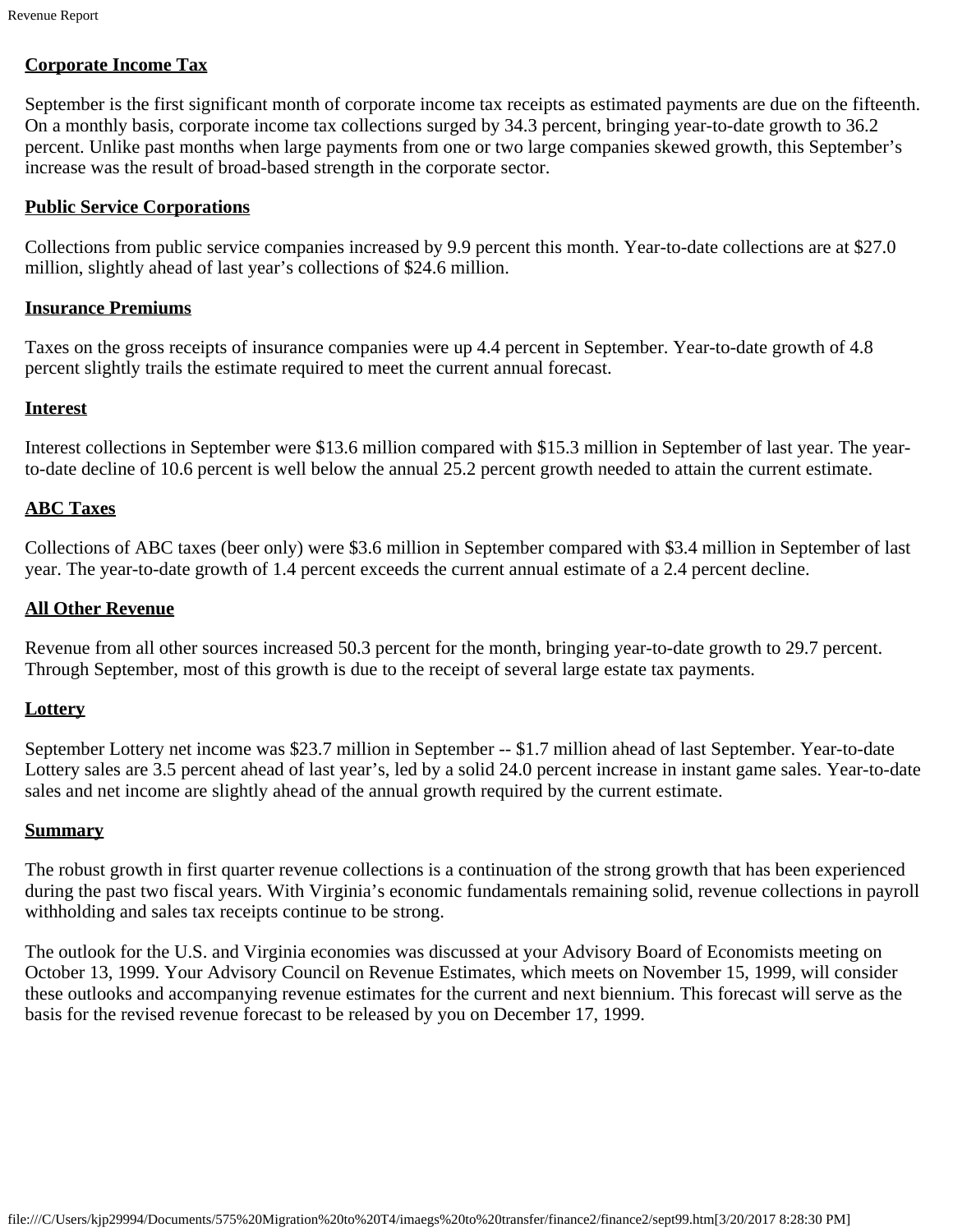**Corporate Income Tax**

September is the first significant month of corporate income tax receipts as estimated payments are due on the fifteenth. On a monthly basis, corporate income tax collections surged by 34.3 percent, bringing year-to-date growth to 36.2 percent. Unlike past months when large payments from one or two large companies skewed growth, this September's increase was the result of broad-based strength in the corporate sector.

**Public Service Corporations**

Collections from public service companies increased by 9.9 percent this month. Year-to-date collections are at $27.0 million, slightly ahead of last year's collections of $24.6 million.

**Insurance Premiums**

Taxes on the gross receipts of insurance companies were up 4.4 percent in September. Year-to-date growth of 4.8 percent slightly trails the estimate required to meet the current annual forecast.

**Interest**

Interest collections in September were $13.6 million compared with $15.3 million in September of last year. The year-to-date decline of 10.6 percent is well below the annual 25.2 percent growth needed to attain the current estimate.

**ABC Taxes**

Collections of ABC taxes (beer only) were $3.6 million in September compared with $3.4 million in September of last year. The year-to-date growth of 1.4 percent exceeds the current annual estimate of a 2.4 percent decline.

**All Other Revenue**

Revenue from all other sources increased 50.3 percent for the month, bringing year-to-date growth to 29.7 percent. Through September, most of this growth is due to the receipt of several large estate tax payments.

**Lottery**

September Lottery net income was $23.7 million in September -- $1.7 million ahead of last September. Year-to-date Lottery sales are 3.5 percent ahead of last year's, led by a solid 24.0 percent increase in instant game sales. Year-to-date sales and net income are slightly ahead of the annual growth required by the current estimate.

**Summary**

The robust growth in first quarter revenue collections is a continuation of the strong growth that has been experienced during the past two fiscal years. With Virginia's economic fundamentals remaining solid, revenue collections in payroll withholding and sales tax receipts continue to be strong.

The outlook for the U.S. and Virginia economies was discussed at your Advisory Board of Economists meeting on October 13, 1999. Your Advisory Council on Revenue Estimates, which meets on November 15, 1999, will consider these outlooks and accompanying revenue estimates for the current and next biennium. This forecast will serve as the basis for the revised revenue forecast to be released by you on December 17, 1999.